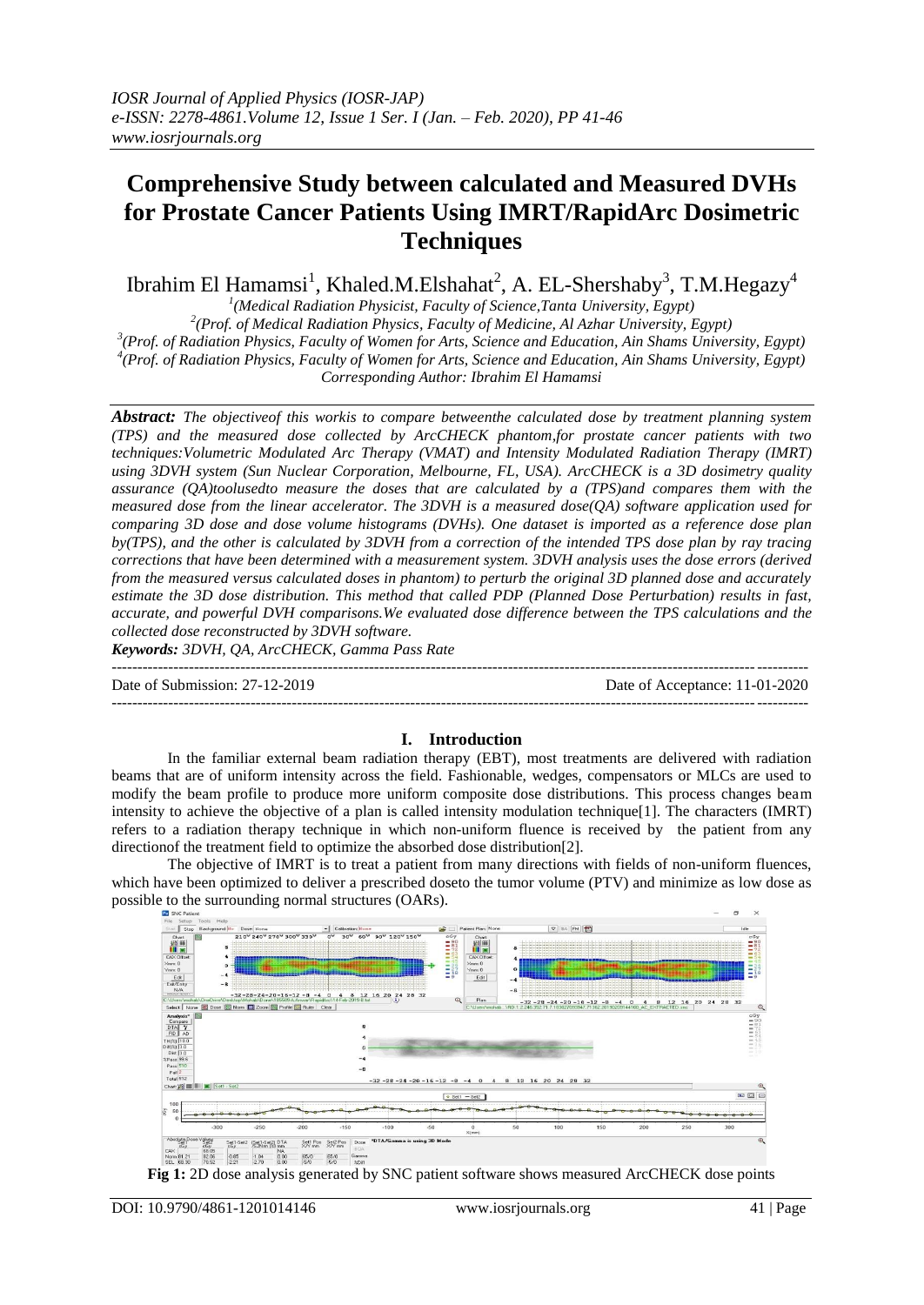# Comprehensive Study between calculated and Measured DVHs for Prostate Cancer Patients Using IMRT/RapidArc Dosimetric Techniques

Ibrahim El Hamamsi[1], Khaled.M.Elshahat[2], A. EL-Shershaby[3], T.M.Hegazy[4]

[1](Medical Radiation Physicist, Faculty of Science,Tanta University, Egypt)
[2](Prof. of Medical Radiation Physics, Faculty of Medicine, Al Azhar University, Egypt)
[3](Prof. of Radiation Physics, Faculty of Women for Arts, Science and Education, Ain Shams University, Egypt)
[4](Prof. of Radiation Physics, Faculty of Women for Arts, Science and Education, Ain Shams University, Egypt)
*Corresponding Author: Ibrahim El Hamamsi*

***Abstract:*** *The objectiveof this workis to compare betweenthe calculated dose by treatment planning system (TPS) and the measured dose collected by ArcCHECK phantom,for prostate cancer patients with two techniques:Volumetric Modulated Arc Therapy (VMAT) and Intensity Modulated Radiation Therapy (IMRT) using 3DVH system (Sun Nuclear Corporation, Melbourne, FL, USA). ArcCHECK is a 3D dosimetry quality assurance (QA)toolusedto measure the doses that are calculated by a (TPS)and compares them with the measured dose from the linear accelerator. The 3DVH is a measured dose(QA) software application used for comparing 3D dose and dose volume histograms (DVHs). One dataset is imported as a reference dose plan by(TPS), and the other is calculated by 3DVH from a correction of the intended TPS dose plan by ray tracing corrections that have been determined with a measurement system. 3DVH analysis uses the dose errors (derived from the measured versus calculated doses in phantom) to perturb the original 3D planned dose and accurately estimate the 3D dose distribution. This method that called PDP (Planned Dose Perturbation) results in fast, accurate, and powerful DVH comparisons.We evaluated dose difference between the TPS calculations and the collected dose reconstructed by 3DVH software.*

***Keywords:*** *3DVH, QA, ArcCHECK, Gamma Pass Rate*

---

Date of Submission: 27-12-2019 | Date of Acceptance: 11-01-2020

---

## I. Introduction

In the familiar external beam radiation therapy (EBT), most treatments are delivered with radiation beams that are of uniform intensity across the field. Fashionable, wedges, compensators or MLCs are used to modify the beam profile to produce more uniform composite dose distributions. This process changes beam intensity to achieve the objective of a plan is called intensity modulation technique[1]. The characters (IMRT) refers to a radiation therapy technique in which non-uniform fluence is received by the patient from any directionof the treatment field to optimize the absorbed dose distribution[2].

The objective of IMRT is to treat a patient from many directions with fields of non-uniform fluences, which have been optimized to deliver a prescribed doseto the tumor volume (PTV) and minimize as low dose as possible to the surrounding normal structures (OARs).

**Fig 1:** 2D dose analysis generated by SNC patient software shows measured ArcCHECK dose points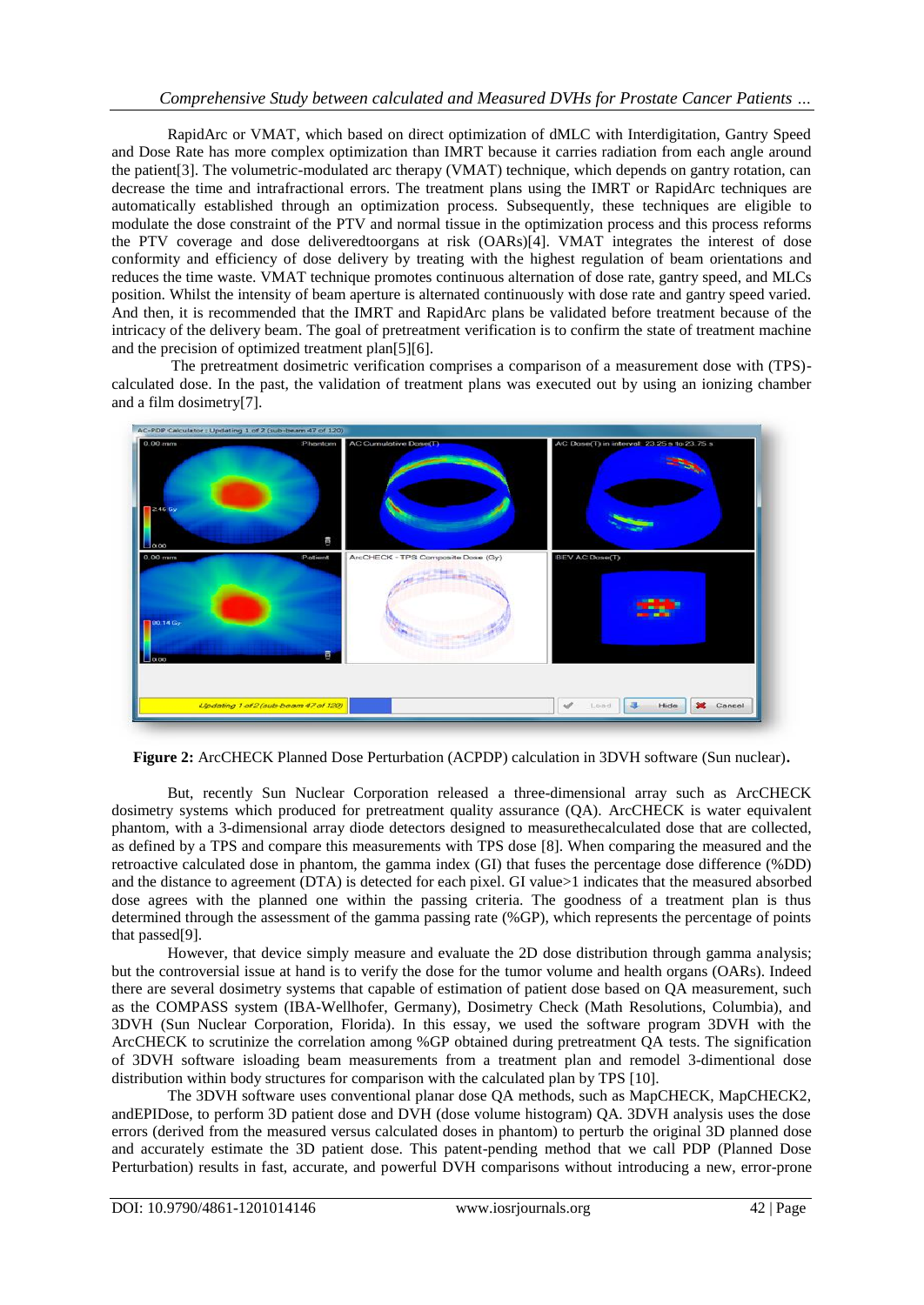RapidArc or VMAT, which based on direct optimization of dMLC with Interdigitation, Gantry Speed and Dose Rate has more complex optimization than IMRT because it carries radiation from each angle around the patient[3]. The volumetric-modulated arc therapy (VMAT) technique, which depends on gantry rotation, can decrease the time and intrafractional errors. The treatment plans using the IMRT or RapidArc techniques are automatically established through an optimization process. Subsequently, these techniques are eligible to modulate the dose constraint of the PTV and normal tissue in the optimization process and this process reforms the PTV coverage and dose deliveredtoorgans at risk (OARs)[4]. VMAT integrates the interest of dose conformity and efficiency of dose delivery by treating with the highest regulation of beam orientations and reduces the time waste. VMAT technique promotes continuous alternation of dose rate, gantry speed, and MLCs position. Whilst the intensity of beam aperture is alternated continuously with dose rate and gantry speed varied. And then, it is recommended that the IMRT and RapidArc plans be validated before treatment because of the intricacy of the delivery beam. The goal of pretreatment verification is to confirm the state of treatment machine and the precision of optimized treatment plan[5][6].

The pretreatment dosimetric verification comprises a comparison of a measurement dose with (TPS)-calculated dose. In the past, the validation of treatment plans was executed out by using an ionizing chamber and a film dosimetry[7].

**Figure 2:** ArcCHECK Planned Dose Perturbation (ACPDP) calculation in 3DVH software (Sun nuclear).

But, recently Sun Nuclear Corporation released a three-dimensional array such as ArcCHECK dosimetry systems which produced for pretreatment quality assurance (QA). ArcCHECK is water equivalent phantom, with a 3-dimensional array diode detectors designed to measurethecalculated dose that are collected, as defined by a TPS and compare this measurements with TPS dose [8]. When comparing the measured and the retroactive calculated dose in phantom, the gamma index (GI) that fuses the percentage dose difference (%DD) and the distance to agreement (DTA) is detected for each pixel. GI value>1 indicates that the measured absorbed dose agrees with the planned one within the passing criteria. The goodness of a treatment plan is thus determined through the assessment of the gamma passing rate (%GP), which represents the percentage of points that passed[9].

However, that device simply measure and evaluate the 2D dose distribution through gamma analysis; but the controversial issue at hand is to verify the dose for the tumor volume and health organs (OARs). Indeed there are several dosimetry systems that capable of estimation of patient dose based on QA measurement, such as the COMPASS system (IBA-Wellhofer, Germany), Dosimetry Check (Math Resolutions, Columbia), and 3DVH (Sun Nuclear Corporation, Florida). In this essay, we used the software program 3DVH with the ArcCHECK to scrutinize the correlation among %GP obtained during pretreatment QA tests. The signification of 3DVH software isloading beam measurements from a treatment plan and remodel 3-dimentional dose distribution within body structures for comparison with the calculated plan by TPS [10].

The 3DVH software uses conventional planar dose QA methods, such as MapCHECK, MapCHECK2, andEPIDose, to perform 3D patient dose and DVH (dose volume histogram) QA. 3DVH analysis uses the dose errors (derived from the measured versus calculated doses in phantom) to perturb the original 3D planned dose and accurately estimate the 3D patient dose. This patent-pending method that we call PDP (Planned Dose Perturbation) results in fast, accurate, and powerful DVH comparisons without introducing a new, error-prone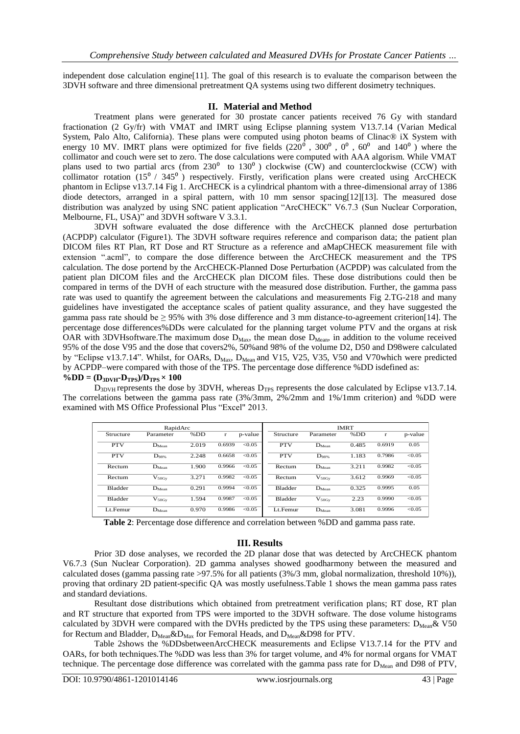independent dose calculation engine[11]. The goal of this research is to evaluate the comparison between the 3DVH software and three dimensional pretreatment QA systems using two different dosimetry techniques.

## II. Material and Method

Treatment plans were generated for 30 prostate cancer patients received 76 Gy with standard fractionation (2 Gy/fr) with VMAT and IMRT using Eclipse planning system V13.7.14 (Varian Medical System, Palo Alto, California). These plans were computed using photon beams of Clinac® iX System with energy 10 MV. IMRT plans were optimized for five fields ($220^0$ , $300^0$ , $0^0$ , $60^0$ and $140^0$ ) where the collimator and couch were set to zero. The dose calculations were computed with AAA algorism. While VMAT plans used to two partial arcs (from $230^0$ to $130^0$ ) clockwise (CW) and counterclockwise (CCW) with collimator rotation ($15^0$ / $345^0$ ) respectively. Firstly, verification plans were created using ArcCHECK phantom in Eclipse v13.7.14 Fig 1. ArcCHECK is a cylindrical phantom with a three-dimensional array of 1386 diode detectors, arranged in a spiral pattern, with 10 mm sensor spacing[12][13]. The measured dose distribution was analyzed by using SNC patient application "ArcCHECK" V6.7.3 (Sun Nuclear Corporation, Melbourne, FL, USA)" and 3DVH software V 3.3.1.

3DVH software evaluated the dose difference with the ArcCHECK planned dose perturbation (ACPDP) calculator (Figure1). The 3DVH software requires reference and comparison data; the patient plan DICOM files RT Plan, RT Dose and RT Structure as a reference and aMapCHECK measurement file with extension ".acml", to compare the dose difference between the ArcCHECK measurement and the TPS calculation. The dose portend by the ArcCHECK-Planned Dose Perturbation (ACPDP) was calculated from the patient plan DICOM files and the ArcCHECK plan DICOM files. These dose distributions could then be compared in terms of the DVH of each structure with the measured dose distribution. Further, the gamma pass rate was used to quantify the agreement between the calculations and measurements Fig 2.TG-218 and many guidelines have investigated the acceptance scales of patient quality assurance, and they have suggested the gamma pass rate should be ≥ 95% with 3% dose difference and 3 mm distance-to-agreement criterion[14]. The percentage dose differences%DDs were calculated for the planning target volume PTV and the organs at risk OAR with 3DVHsoftware.The maximum dose $D_{Max}$, the mean dose $D_{Mean}$, in addition to the volume received 95% of the dose V95 and the dose that covers2%, 50%and 98% of the volume D2, D50 and D98were calculated by "Eclipse v13.7.14". Whilst, for OARs, $D_{Max}$, $D_{Mean}$ and V15, V25, V35, V50 and V70which were predicted by ACPDP–were compared with those of the TPS. The percentage dose difference %DD isdefined as:

$$\%DD = (D_{3DVH}-D_{TPS})/D_{TPS} \times 100$$

$D_{3DVH}$ represents the dose by 3DVH, whereas $D_{TPS}$ represents the dose calculated by Eclipse v13.7.14. The correlations between the gamma pass rate (3%/3mm, 2%/2mm and 1%/1mm criterion) and %DD were examined with MS Office Professional Plus "Excel" 2013.

| RapidArc | | | | | IMRT | | | | |
|---|---|---|---|---|---|---|---|---|---|
| Structure | Parameter | %DD | r | p-value | Structure | Parameter | %DD | r | p-value |
| PTV | $D_{Mean}$ | 2.019 | 0.6939 | <0.05 | PTV | $D_{Mean}$ | 0.485 | 0.6919 | 0.05 |
| PTV | $D_{98\%}$ | 2.248 | 0.6658 | <0.05 | PTV | $D_{98\%}$ | 1.183 | 0.7986 | <0.05 |
| Rectum | $D_{Mean}$ | 1.900 | 0.9966 | <0.05 | Rectum | $D_{Mean}$ | 3.211 | 0.9982 | <0.05 |
| Rectum | $V_{50Gy}$ | 3.271 | 0.9982 | <0.05 | Rectum | $V_{50Gy}$ | 3.612 | 0.9969 | <0.05 |
| Bladder | $D_{Mean}$ | 0.291 | 0.9994 | <0.05 | Bladder | $D_{Mean}$ | 0.325 | 0.9995 | 0.05 |
| Bladder | $V_{50Gy}$ | 1.594 | 0.9987 | <0.05 | Bladder | $V_{50Gy}$ | 2.23 | 0.9990 | <0.05 |
| Lt.Femur | $D_{Mean}$ | 0.970 | 0.9986 | <0.05 | Lt.Femur | $D_{Mean}$ | 3.081 | 0.9996 | <0.05 |

**Table 2**: Percentage dose difference and correlation between %DD and gamma pass rate.

## III. Results

Prior 3D dose analyses, we recorded the 2D planar dose that was detected by ArcCHECK phantom V6.7.3 (Sun Nuclear Corporation). 2D gamma analyses showed goodharmony between the measured and calculated doses (gamma passing rate >97.5% for all patients (3%/3 mm, global normalization, threshold 10%)), proving that ordinary 2D patient-specific QA was mostly usefulness.Table 1 shows the mean gamma pass rates and standard deviations.

Resultant dose distributions which obtained from pretreatment verification plans; RT dose, RT plan and RT structure that exported from TPS were imported to the 3DVH software. The dose volume histograms calculated by 3DVH were compared with the DVHs predicted by the TPS using these parameters: $D_{Mean}$& V50 for Rectum and Bladder, $D_{Mean}$&$D_{Max}$ for Femoral Heads, and $D_{Mean}$&D98 for PTV.

Table 2shows the %DDsbetweenArcCHECK measurements and Eclipse V13.7.14 for the PTV and OARs, for both techniques.The %DD was less than 3% for target volume, and 4% for normal organs for VMAT technique. The percentage dose difference was correlated with the gamma pass rate for $D_{Mean}$ and D98 of PTV,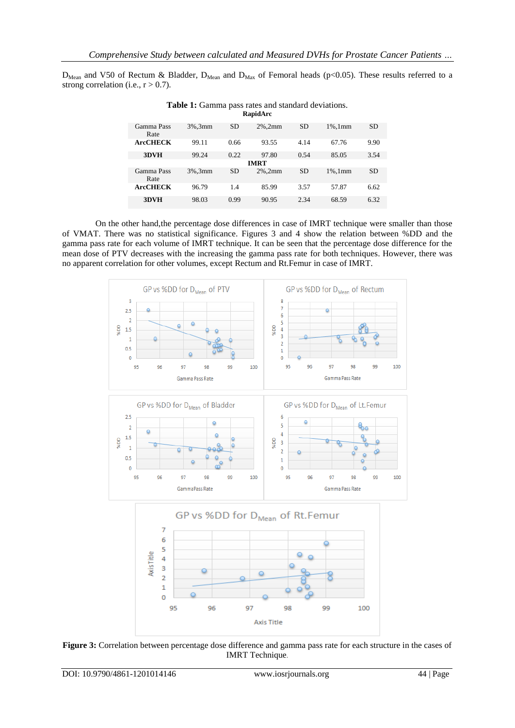$D_{Mean}$ and V50 of Rectum & Bladder, $D_{Mean}$ and $D_{Max}$ of Femoral heads ($p<0.05$). These results referred to a strong correlation (i.e., $r > 0.7$).

**Table 1:** Gamma pass rates and standard deviations.

| **RapidArc** | | | | | | |
|---|---|---|---|---|---|---|
| Gamma Pass Rate | 3%,3mm | SD | 2%,2mm | SD | 1%,1mm | SD |
| **ArcCHECK** | 99.11 | 0.66 | 93.55 | 4.14 | 67.76 | 9.90 |
| **3DVH** | 99.24 | 0.22 | 97.80 | 0.54 | 85.05 | 3.54 |
| **IMRT** | | | | | | |
| Gamma Pass Rate | 3%,3mm | SD | 2%,2mm | SD | 1%,1mm | SD |
| **ArcCHECK** | 96.79 | 1.4 | 85.99 | 3.57 | 57.87 | 6.62 |
| **3DVH** | 98.03 | 0.99 | 90.95 | 2.34 | 68.59 | 6.32 |

On the other hand,the percentage dose differences in case of IMRT technique were smaller than those of VMAT. There was no statistical significance. Figures 3 and 4 show the relation between %DD and the gamma pass rate for each volume of IMRT technique. It can be seen that the percentage dose difference for the mean dose of PTV decreases with the increasing the gamma pass rate for both techniques. However, there was no apparent correlation for other volumes, except Rectum and Rt.Femur in case of IMRT.

**Figure 3:** Correlation between percentage dose difference and gamma pass rate for each structure in the cases of IMRT Technique.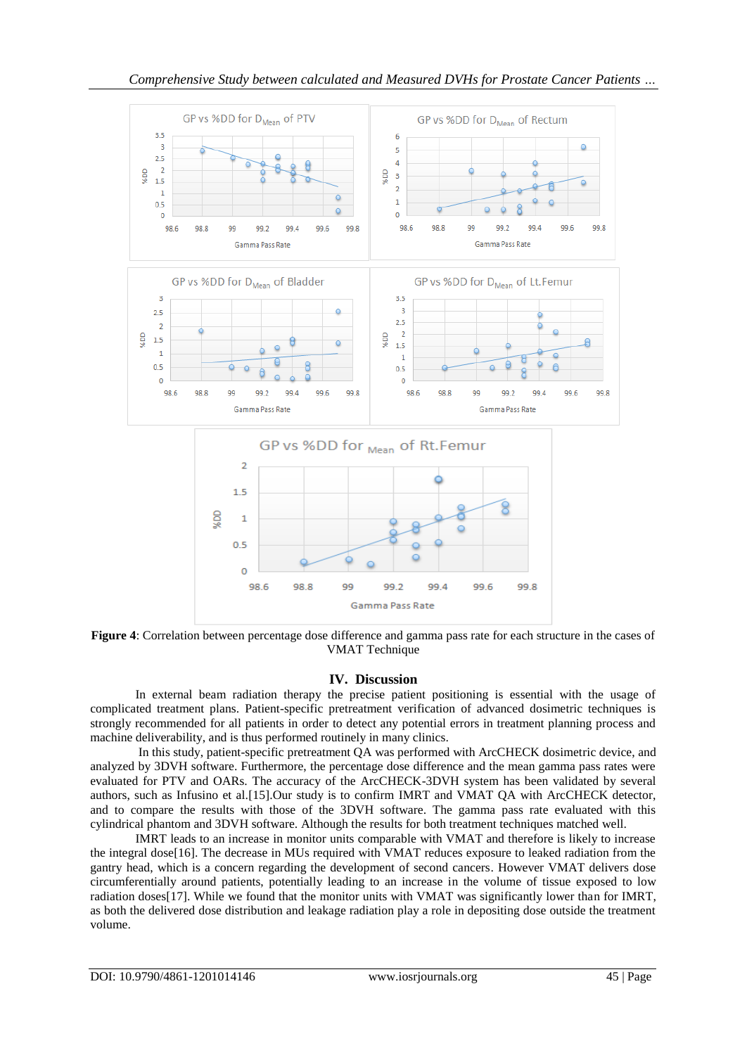**Figure 4**: Correlation between percentage dose difference and gamma pass rate for each structure in the cases of VMAT Technique

## IV. Discussion

In external beam radiation therapy the precise patient positioning is essential with the usage of complicated treatment plans. Patient-specific pretreatment verification of advanced dosimetric techniques is strongly recommended for all patients in order to detect any potential errors in treatment planning process and machine deliverability, and is thus performed routinely in many clinics.

In this study, patient-specific pretreatment QA was performed with ArcCHECK dosimetric device, and analyzed by 3DVH software. Furthermore, the percentage dose difference and the mean gamma pass rates were evaluated for PTV and OARs. The accuracy of the ArcCHECK-3DVH system has been validated by several authors, such as Infusino et al.[15].Our study is to confirm IMRT and VMAT QA with ArcCHECK detector, and to compare the results with those of the 3DVH software. The gamma pass rate evaluated with this cylindrical phantom and 3DVH software. Although the results for both treatment techniques matched well.

IMRT leads to an increase in monitor units comparable with VMAT and therefore is likely to increase the integral dose[16]. The decrease in MUs required with VMAT reduces exposure to leaked radiation from the gantry head, which is a concern regarding the development of second cancers. However VMAT delivers dose circumferentially around patients, potentially leading to an increase in the volume of tissue exposed to low radiation doses[17]. While we found that the monitor units with VMAT was significantly lower than for IMRT, as both the delivered dose distribution and leakage radiation play a role in depositing dose outside the treatment volume.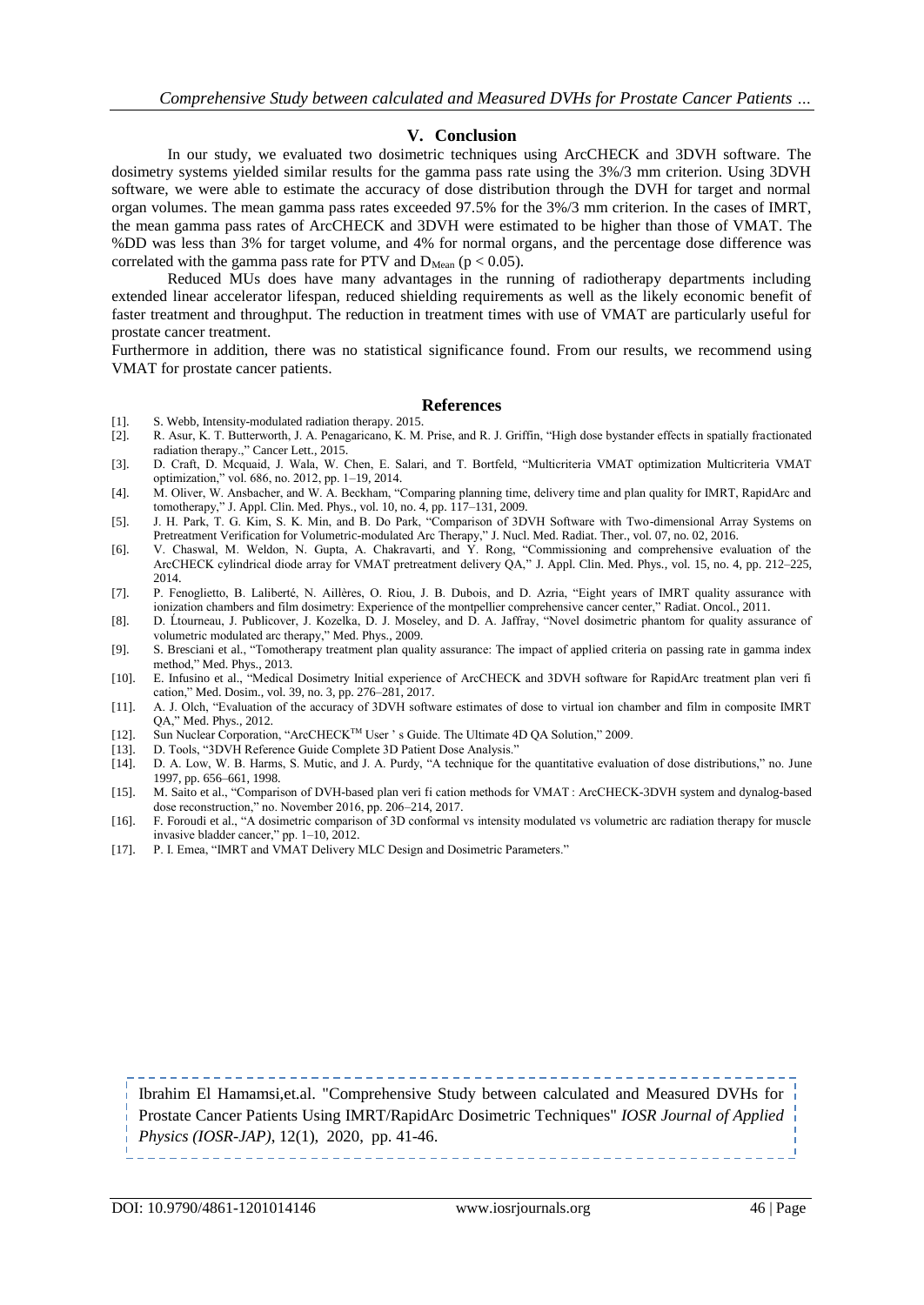## V. Conclusion

In our study, we evaluated two dosimetric techniques using ArcCHECK and 3DVH software. The dosimetry systems yielded similar results for the gamma pass rate using the 3%/3 mm criterion. Using 3DVH software, we were able to estimate the accuracy of dose distribution through the DVH for target and normal organ volumes. The mean gamma pass rates exceeded 97.5% for the 3%/3 mm criterion. In the cases of IMRT, the mean gamma pass rates of ArcCHECK and 3DVH were estimated to be higher than those of VMAT. The %DD was less than 3% for target volume, and 4% for normal organs, and the percentage dose difference was correlated with the gamma pass rate for PTV and $D_{Mean}$ ($p < 0.05$).

Reduced MUs does have many advantages in the running of radiotherapy departments including extended linear accelerator lifespan, reduced shielding requirements as well as the likely economic benefit of faster treatment and throughput. The reduction in treatment times with use of VMAT are particularly useful for prostate cancer treatment.

Furthermore in addition, there was no statistical significance found. From our results, we recommend using VMAT for prostate cancer patients.

## References

[1]. S. Webb, Intensity-modulated radiation therapy. 2015.

[2]. R. Asur, K. T. Butterworth, J. A. Penagaricano, K. M. Prise, and R. J. Griffin, "High dose bystander effects in spatially fractionated radiation therapy.," Cancer Lett., 2015.

[3]. D. Craft, D. Mcquaid, J. Wala, W. Chen, E. Salari, and T. Bortfeld, "Multicriteria VMAT optimization Multicriteria VMAT optimization," vol. 686, no. 2012, pp. 1–19, 2014.

[4]. M. Oliver, W. Ansbacher, and W. A. Beckham, "Comparing planning time, delivery time and plan quality for IMRT, RapidArc and tomotherapy," J. Appl. Clin. Med. Phys., vol. 10, no. 4, pp. 117–131, 2009.

[5]. J. H. Park, T. G. Kim, S. K. Min, and B. Do Park, "Comparison of 3DVH Software with Two-dimensional Array Systems on Pretreatment Verification for Volumetric-modulated Arc Therapy," J. Nucl. Med. Radiat. Ther., vol. 07, no. 02, 2016.

[6]. V. Chaswal, M. Weldon, N. Gupta, A. Chakravarti, and Y. Rong, "Commissioning and comprehensive evaluation of the ArcCHECK cylindrical diode array for VMAT pretreatment delivery QA," J. Appl. Clin. Med. Phys., vol. 15, no. 4, pp. 212–225, 2014.

[7]. P. Fenoglietto, B. Laliberté, N. Aillères, O. Riou, J. B. Dubois, and D. Azria, "Eight years of IMRT quality assurance with ionization chambers and film dosimetry: Experience of the montpellier comprehensive cancer center," Radiat. Oncol., 2011.

[8]. D. Ĺtourneau, J. Publicover, J. Kozelka, D. J. Moseley, and D. A. Jaffray, "Novel dosimetric phantom for quality assurance of volumetric modulated arc therapy," Med. Phys., 2009.

[9]. S. Bresciani et al., "Tomotherapy treatment plan quality assurance: The impact of applied criteria on passing rate in gamma index method," Med. Phys., 2013.

[10]. E. Infusino et al., "Medical Dosimetry Initial experience of ArcCHECK and 3DVH software for RapidArc treatment plan veri fi cation," Med. Dosim., vol. 39, no. 3, pp. 276–281, 2017.

[11]. A. J. Olch, "Evaluation of the accuracy of 3DVH software estimates of dose to virtual ion chamber and film in composite IMRT QA," Med. Phys., 2012.

[12]. Sun Nuclear Corporation, "ArcCHECK™ User ' s Guide. The Ultimate 4D QA Solution," 2009.

[13]. D. Tools, "3DVH Reference Guide Complete 3D Patient Dose Analysis."

[14]. D. A. Low, W. B. Harms, S. Mutic, and J. A. Purdy, "A technique for the quantitative evaluation of dose distributions," no. June 1997, pp. 656–661, 1998.

[15]. M. Saito et al., "Comparison of DVH-based plan veri fi cation methods for VMAT : ArcCHECK-3DVH system and dynalog-based dose reconstruction," no. November 2016, pp. 206–214, 2017.

[16]. F. Foroudi et al., "A dosimetric comparison of 3D conformal vs intensity modulated vs volumetric arc radiation therapy for muscle invasive bladder cancer," pp. 1–10, 2012.

[17]. P. I. Emea, "IMRT and VMAT Delivery MLC Design and Dosimetric Parameters."

Ibrahim El Hamamsi,et.al. "Comprehensive Study between calculated and Measured DVHs for Prostate Cancer Patients Using IMRT/RapidArc Dosimetric Techniques" *IOSR Journal of Applied Physics (IOSR-JAP)*, 12(1), 2020, pp. 41-46.